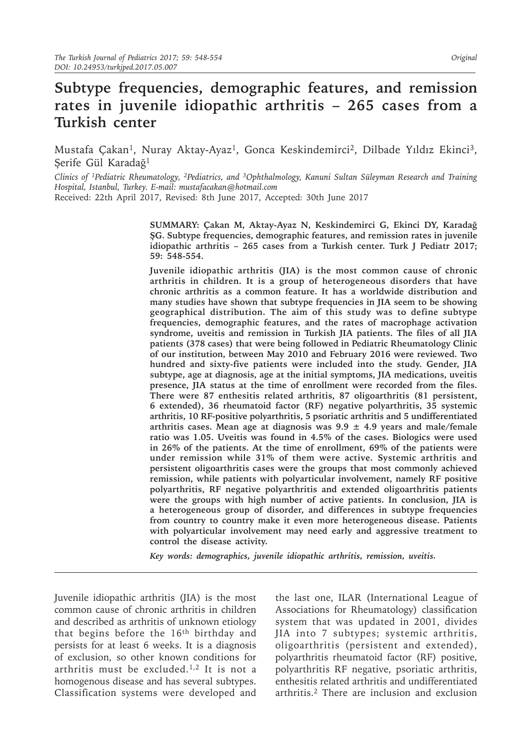# Subtype frequencies, demographic features, and remission rates in juvenile idiopathic arthritis – 265 cases from a Turkish center

Mustafa Çakan[1], Nuray Aktay-Ayaz[1], Gonca Keskindemirci[2], Dilbade Yıldız Ekinci[3], Şerife Gül Karadağ[1]

*Clinics of [1]Pediatric Rheumatology, [2]Pediatrics, and [3]Ophthalmology, Kanuni Sultan Süleyman Research and Training Hospital, Istanbul, Turkey. E-mail: mustafacakan@hotmail.com*

Received: 22th April 2017, Revised: 8th June 2017, Accepted: 30th June 2017

**SUMMARY: Çakan M, Aktay-Ayaz N, Keskindemirci G, Ekinci DY, Karadağ ŞG. Subtype frequencies, demographic features, and remission rates in juvenile idiopathic arthritis – 265 cases from a Turkish center. Turk J Pediatr 2017; 59: 548-554.**

**Juvenile idiopathic arthritis (JIA) is the most common cause of chronic arthritis in children. It is a group of heterogeneous disorders that have chronic arthritis as a common feature. It has a worldwide distribution and many studies have shown that subtype frequencies in JIA seem to be showing geographical distribution. The aim of this study was to define subtype frequencies, demographic features, and the rates of macrophage activation syndrome, uveitis and remission in Turkish JIA patients. The files of all JIA patients (378 cases) that were being followed in Pediatric Rheumatology Clinic of our institution, between May 2010 and February 2016 were reviewed. Two hundred and sixty-five patients were included into the study. Gender, JIA subtype, age at diagnosis, age at the initial symptoms, JIA medications, uveitis presence, JIA status at the time of enrollment were recorded from the files. There were 87 enthesitis related arthritis, 87 oligoarthritis (81 persistent, 6 extended), 36 rheumatoid factor (RF) negative polyarthritis, 35 systemic arthritis, 10 RF-positive polyarthritis, 5 psoriatic arthritis and 5 undifferentiated arthritis cases. Mean age at diagnosis was 9.9 ± 4.9 years and male/female ratio was 1.05. Uveitis was found in 4.5% of the cases. Biologics were used in 26% of the patients. At the time of enrollment, 69% of the patients were under remission while 31% of them were active. Systemic arthritis and persistent oligoarthritis cases were the groups that most commonly achieved remission, while patients with polyarticular involvement, namely RF positive polyarthritis, RF negative polyarthritis and extended oligoarthritis patients were the groups with high number of active patients. In conclusion, JIA is a heterogeneous group of disorder, and differences in subtype frequencies from country to country make it even more heterogeneous disease. Patients with polyarticular involvement may need early and aggressive treatment to control the disease activity.**

*Key words: demographics, juvenile idiopathic arthritis, remission, uveitis.*

Juvenile idiopathic arthritis (JIA) is the most common cause of chronic arthritis in children and described as arthritis of unknown etiology that begins before the 16th birthday and persists for at least 6 weeks. It is a diagnosis of exclusion, so other known conditions for arthritis must be excluded.[1,2] It is not a homogenous disease and has several subtypes. Classification systems were developed and the last one, ILAR (International League of Associations for Rheumatology) classification system that was updated in 2001, divides JIA into 7 subtypes; systemic arthritis, oligoarthritis (persistent and extended), polyarthritis rheumatoid factor (RF) positive, polyarthritis RF negative, psoriatic arthritis, enthesitis related arthritis and undifferentiated arthritis.[2] There are inclusion and exclusion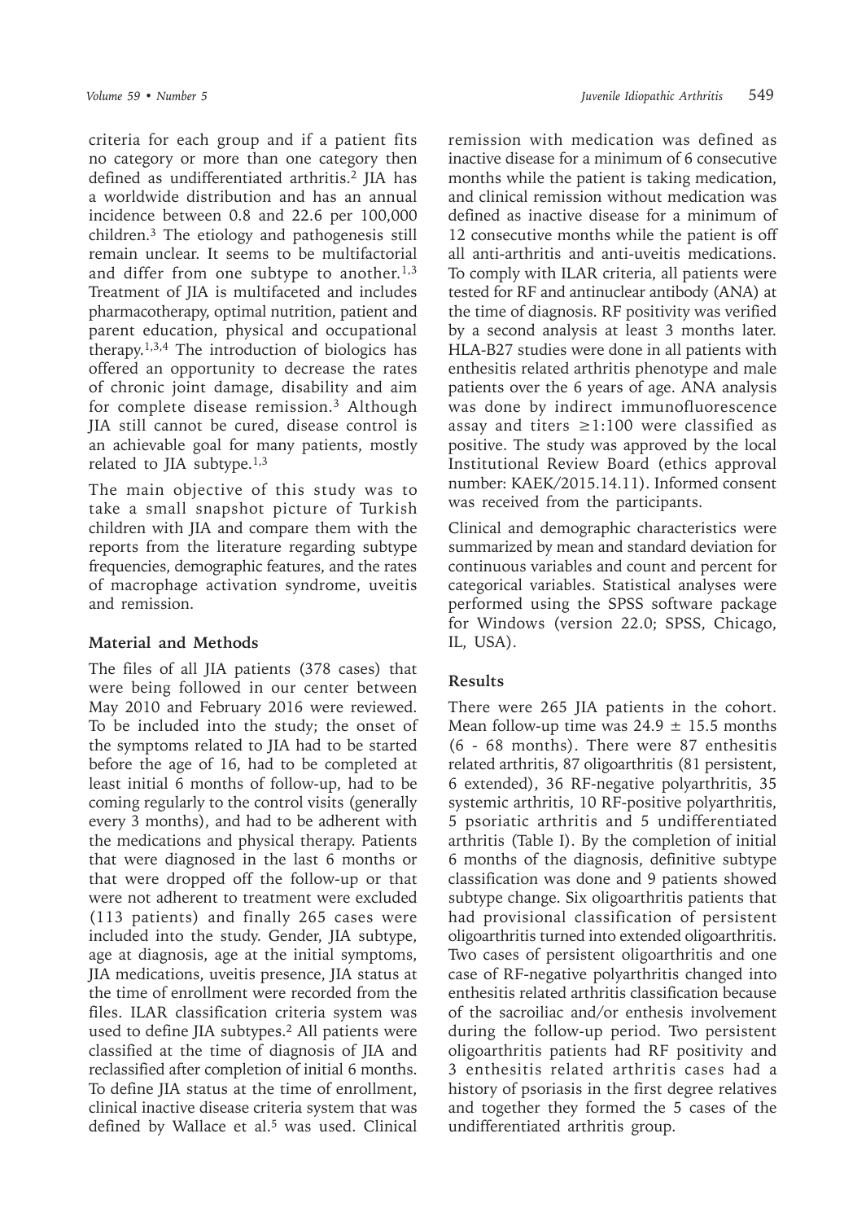criteria for each group and if a patient fits no category or more than one category then defined as undifferentiated arthritis.[2] JIA has a worldwide distribution and has an annual incidence between 0.8 and 22.6 per 100,000 children.[3] The etiology and pathogenesis still remain unclear. It seems to be multifactorial and differ from one subtype to another.[1,3] Treatment of JIA is multifaceted and includes pharmacotherapy, optimal nutrition, patient and parent education, physical and occupational therapy.[1,3,4] The introduction of biologics has offered an opportunity to decrease the rates of chronic joint damage, disability and aim for complete disease remission.[3] Although JIA still cannot be cured, disease control is an achievable goal for many patients, mostly related to JIA subtype.[1,3]

The main objective of this study was to take a small snapshot picture of Turkish children with JIA and compare them with the reports from the literature regarding subtype frequencies, demographic features, and the rates of macrophage activation syndrome, uveitis and remission.

## Material and Methods

The files of all JIA patients (378 cases) that were being followed in our center between May 2010 and February 2016 were reviewed. To be included into the study; the onset of the symptoms related to JIA had to be started before the age of 16, had to be completed at least initial 6 months of follow-up, had to be coming regularly to the control visits (generally every 3 months), and had to be adherent with the medications and physical therapy. Patients that were diagnosed in the last 6 months or that were dropped off the follow-up or that were not adherent to treatment were excluded (113 patients) and finally 265 cases were included into the study. Gender, JIA subtype, age at diagnosis, age at the initial symptoms, JIA medications, uveitis presence, JIA status at the time of enrollment were recorded from the files. ILAR classification criteria system was used to define JIA subtypes.[2] All patients were classified at the time of diagnosis of JIA and reclassified after completion of initial 6 months. To define JIA status at the time of enrollment, clinical inactive disease criteria system that was defined by Wallace et al.[5] was used. Clinical remission with medication was defined as inactive disease for a minimum of 6 consecutive months while the patient is taking medication, and clinical remission without medication was defined as inactive disease for a minimum of 12 consecutive months while the patient is off all anti-arthritis and anti-uveitis medications. To comply with ILAR criteria, all patients were tested for RF and antinuclear antibody (ANA) at the time of diagnosis. RF positivity was verified by a second analysis at least 3 months later. HLA-B27 studies were done in all patients with enthesitis related arthritis phenotype and male patients over the 6 years of age. ANA analysis was done by indirect immunofluorescence assay and titers $\geq$1:100 were classified as positive. The study was approved by the local Institutional Review Board (ethics approval number: KAEK/2015.14.11). Informed consent was received from the participants.

Clinical and demographic characteristics were summarized by mean and standard deviation for continuous variables and count and percent for categorical variables. Statistical analyses were performed using the SPSS software package for Windows (version 22.0; SPSS, Chicago, IL, USA).

## Results

There were 265 JIA patients in the cohort. Mean follow-up time was 24.9 $\pm$ 15.5 months (6 - 68 months). There were 87 enthesitis related arthritis, 87 oligoarthritis (81 persistent, 6 extended), 36 RF-negative polyarthritis, 35 systemic arthritis, 10 RF-positive polyarthritis, 5 psoriatic arthritis and 5 undifferentiated arthritis (Table I). By the completion of initial 6 months of the diagnosis, definitive subtype classification was done and 9 patients showed subtype change. Six oligoarthritis patients that had provisional classification of persistent oligoarthritis turned into extended oligoarthritis. Two cases of persistent oligoarthritis and one case of RF-negative polyarthritis changed into enthesitis related arthritis classification because of the sacroiliac and/or enthesis involvement during the follow-up period. Two persistent oligoarthritis patients had RF positivity and 3 enthesitis related arthritis cases had a history of psoriasis in the first degree relatives and together they formed the 5 cases of the undifferentiated arthritis group.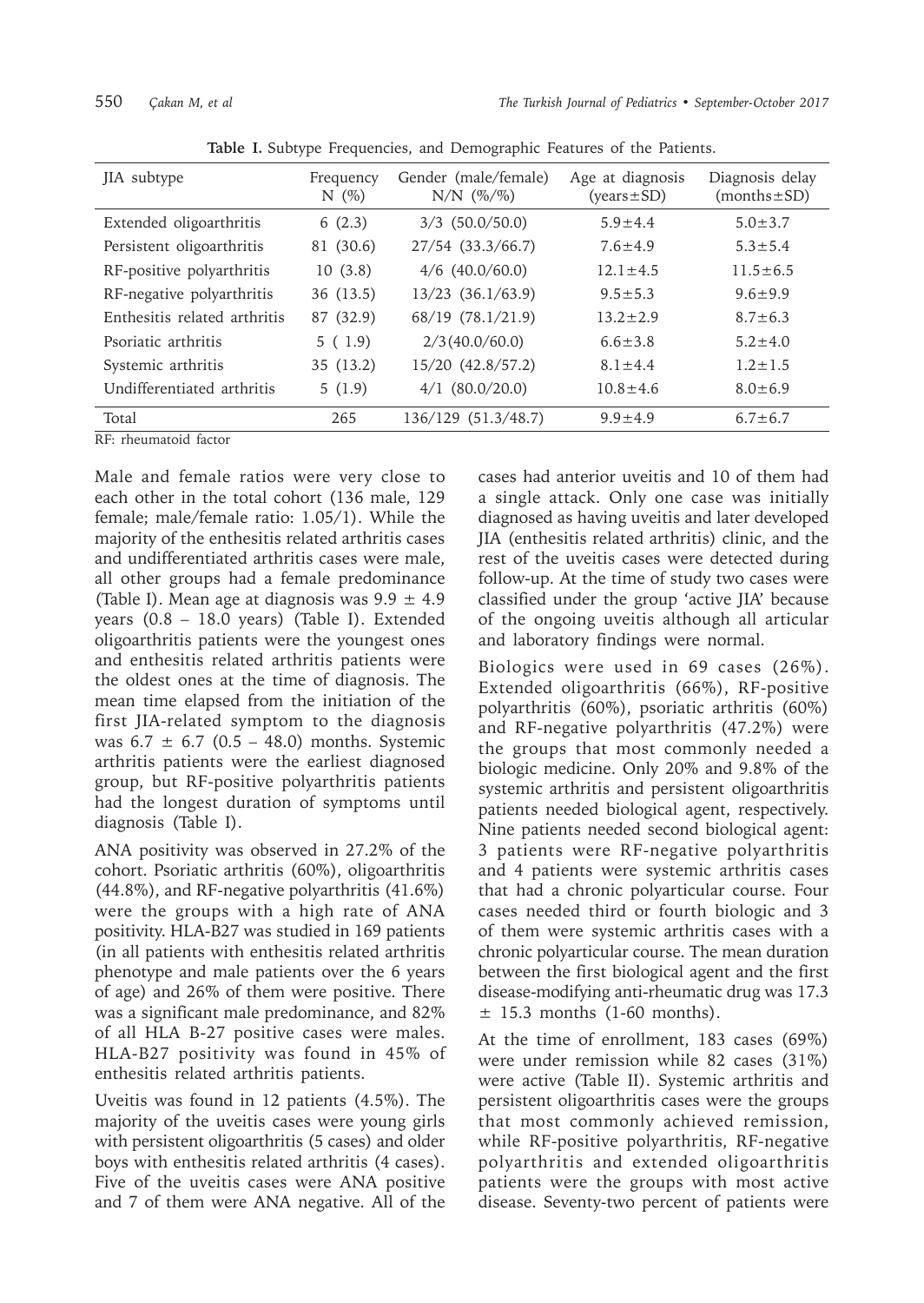**Table I.** Subtype Frequencies, and Demographic Features of the Patients.

| JIA subtype | Frequency N (%) | Gender (male/female) N/N (%/%) | Age at diagnosis (years±SD) | Diagnosis delay (months±SD) |
|---|---|---|---|---|
| Extended oligoarthritis | 6 (2.3) | 3/3 (50.0/50.0) | 5.9±4.4 | 5.0±3.7 |
| Persistent oligoarthritis | 81 (30.6) | 27/54 (33.3/66.7) | 7.6±4.9 | 5.3±5.4 |
| RF-positive polyarthritis | 10 (3.8) | 4/6 (40.0/60.0) | 12.1±4.5 | 11.5±6.5 |
| RF-negative polyarthritis | 36 (13.5) | 13/23 (36.1/63.9) | 9.5±5.3 | 9.6±9.9 |
| Enthesitis related arthritis | 87 (32.9) | 68/19 (78.1/21.9) | 13.2±2.9 | 8.7±6.3 |
| Psoriatic arthritis | 5 ( 1.9) | 2/3(40.0/60.0) | 6.6±3.8 | 5.2±4.0 |
| Systemic arthritis | 35 (13.2) | 15/20 (42.8/57.2) | 8.1±4.4 | 1.2±1.5 |
| Undifferentiated arthritis | 5 (1.9) | 4/1 (80.0/20.0) | 10.8±4.6 | 8.0±6.9 |
| Total | 265 | 136/129 (51.3/48.7) | 9.9±4.9 | 6.7±6.7 |

RF: rheumatoid factor

Male and female ratios were very close to each other in the total cohort (136 male, 129 female; male/female ratio: 1.05/1). While the majority of the enthesitis related arthritis cases and undifferentiated arthritis cases were male, all other groups had a female predominance (Table I). Mean age at diagnosis was 9.9 ± 4.9 years (0.8 – 18.0 years) (Table I). Extended oligoarthritis patients were the youngest ones and enthesitis related arthritis patients were the oldest ones at the time of diagnosis. The mean time elapsed from the initiation of the first JIA-related symptom to the diagnosis was 6.7 ± 6.7 (0.5 – 48.0) months. Systemic arthritis patients were the earliest diagnosed group, but RF-positive polyarthritis patients had the longest duration of symptoms until diagnosis (Table I).

ANA positivity was observed in 27.2% of the cohort. Psoriatic arthritis (60%), oligoarthritis (44.8%), and RF-negative polyarthritis (41.6%) were the groups with a high rate of ANA positivity. HLA-B27 was studied in 169 patients (in all patients with enthesitis related arthritis phenotype and male patients over the 6 years of age) and 26% of them were positive. There was a significant male predominance, and 82% of all HLA B-27 positive cases were males. HLA-B27 positivity was found in 45% of enthesitis related arthritis patients.

Uveitis was found in 12 patients (4.5%). The majority of the uveitis cases were young girls with persistent oligoarthritis (5 cases) and older boys with enthesitis related arthritis (4 cases). Five of the uveitis cases were ANA positive and 7 of them were ANA negative. All of the cases had anterior uveitis and 10 of them had a single attack. Only one case was initially diagnosed as having uveitis and later developed JIA (enthesitis related arthritis) clinic, and the rest of the uveitis cases were detected during follow-up. At the time of study two cases were classified under the group 'active JIA' because of the ongoing uveitis although all articular and laboratory findings were normal.

Biologics were used in 69 cases (26%). Extended oligoarthritis (66%), RF-positive polyarthritis (60%), psoriatic arthritis (60%) and RF-negative polyarthritis (47.2%) were the groups that most commonly needed a biologic medicine. Only 20% and 9.8% of the systemic arthritis and persistent oligoarthritis patients needed biological agent, respectively. Nine patients needed second biological agent: 3 patients were RF-negative polyarthritis and 4 patients were systemic arthritis cases that had a chronic polyarticular course. Four cases needed third or fourth biologic and 3 of them were systemic arthritis cases with a chronic polyarticular course. The mean duration between the first biological agent and the first disease-modifying anti-rheumatic drug was 17.3 ± 15.3 months (1-60 months).

At the time of enrollment, 183 cases (69%) were under remission while 82 cases (31%) were active (Table II). Systemic arthritis and persistent oligoarthritis cases were the groups that most commonly achieved remission, while RF-positive polyarthritis, RF-negative polyarthritis and extended oligoarthritis patients were the groups with most active disease. Seventy-two percent of patients were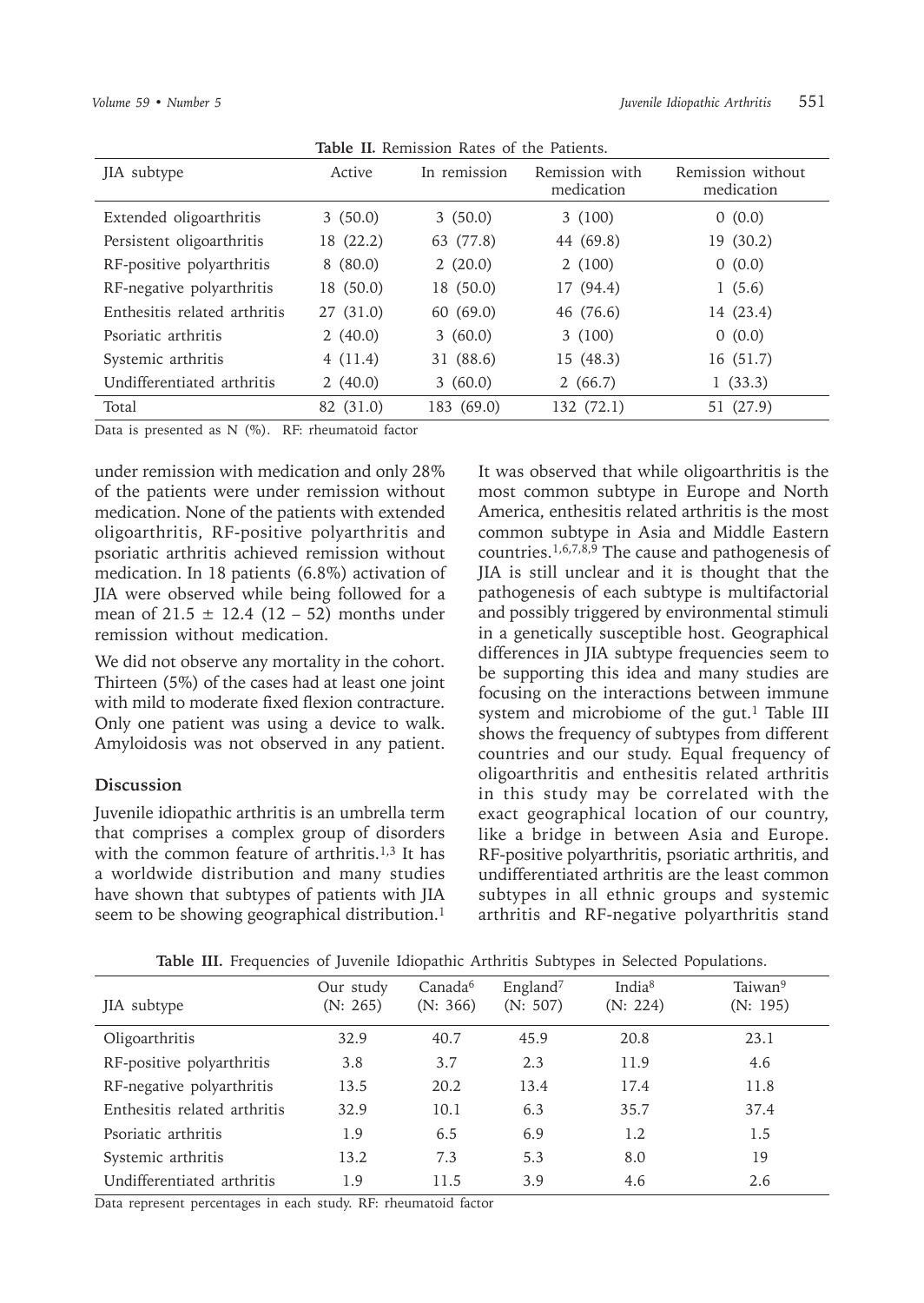**Table II.** Remission Rates of the Patients.

| JIA subtype | Active | In remission | Remission with medication | Remission without medication |
|---|---|---|---|---|
| Extended oligoarthritis | 3 (50.0) | 3 (50.0) | 3 (100) | 0 (0.0) |
| Persistent oligoarthritis | 18 (22.2) | 63 (77.8) | 44 (69.8) | 19 (30.2) |
| RF-positive polyarthritis | 8 (80.0) | 2 (20.0) | 2 (100) | 0 (0.0) |
| RF-negative polyarthritis | 18 (50.0) | 18 (50.0) | 17 (94.4) | 1 (5.6) |
| Enthesitis related arthritis | 27 (31.0) | 60 (69.0) | 46 (76.6) | 14 (23.4) |
| Psoriatic arthritis | 2 (40.0) | 3 (60.0) | 3 (100) | 0 (0.0) |
| Systemic arthritis | 4 (11.4) | 31 (88.6) | 15 (48.3) | 16 (51.7) |
| Undifferentiated arthritis | 2 (40.0) | 3 (60.0) | 2 (66.7) | 1 (33.3) |
| Total | 82 (31.0) | 183 (69.0) | 132 (72.1) | 51 (27.9) |

Data is presented as N (%). RF: rheumatoid factor

under remission with medication and only 28% of the patients were under remission without medication. None of the patients with extended oligoarthritis, RF-positive polyarthritis and psoriatic arthritis achieved remission without medication. In 18 patients (6.8%) activation of JIA were observed while being followed for a mean of 21.5 ± 12.4 (12 – 52) months under remission without medication.

We did not observe any mortality in the cohort. Thirteen (5%) of the cases had at least one joint with mild to moderate fixed flexion contracture. Only one patient was using a device to walk. Amyloidosis was not observed in any patient.

## Discussion

Juvenile idiopathic arthritis is an umbrella term that comprises a complex group of disorders with the common feature of arthritis.[1,3] It has a worldwide distribution and many studies have shown that subtypes of patients with JIA seem to be showing geographical distribution.[1] It was observed that while oligoarthritis is the most common subtype in Europe and North America, enthesitis related arthritis is the most common subtype in Asia and Middle Eastern countries.[1,6,7,8,9] The cause and pathogenesis of JIA is still unclear and it is thought that the pathogenesis of each subtype is multifactorial and possibly triggered by environmental stimuli in a genetically susceptible host. Geographical differences in JIA subtype frequencies seem to be supporting this idea and many studies are focusing on the interactions between immune system and microbiome of the gut.[1] Table III shows the frequency of subtypes from different countries and our study. Equal frequency of oligoarthritis and enthesitis related arthritis in this study may be correlated with the exact geographical location of our country, like a bridge in between Asia and Europe. RF-positive polyarthritis, psoriatic arthritis, and undifferentiated arthritis are the least common subtypes in all ethnic groups and systemic arthritis and RF-negative polyarthritis stand

**Table III.** Frequencies of Juvenile Idiopathic Arthritis Subtypes in Selected Populations.

| JIA subtype | Our study (N: 265) | Canada[6] (N: 366) | England[7] (N: 507) | India[8] (N: 224) | Taiwan[9] (N: 195) |
|---|---|---|---|---|---|
| Oligoarthritis | 32.9 | 40.7 | 45.9 | 20.8 | 23.1 |
| RF-positive polyarthritis | 3.8 | 3.7 | 2.3 | 11.9 | 4.6 |
| RF-negative polyarthritis | 13.5 | 20.2 | 13.4 | 17.4 | 11.8 |
| Enthesitis related arthritis | 32.9 | 10.1 | 6.3 | 35.7 | 37.4 |
| Psoriatic arthritis | 1.9 | 6.5 | 6.9 | 1.2 | 1.5 |
| Systemic arthritis | 13.2 | 7.3 | 5.3 | 8.0 | 19 |
| Undifferentiated arthritis | 1.9 | 11.5 | 3.9 | 4.6 | 2.6 |

Data represent percentages in each study. RF: rheumatoid factor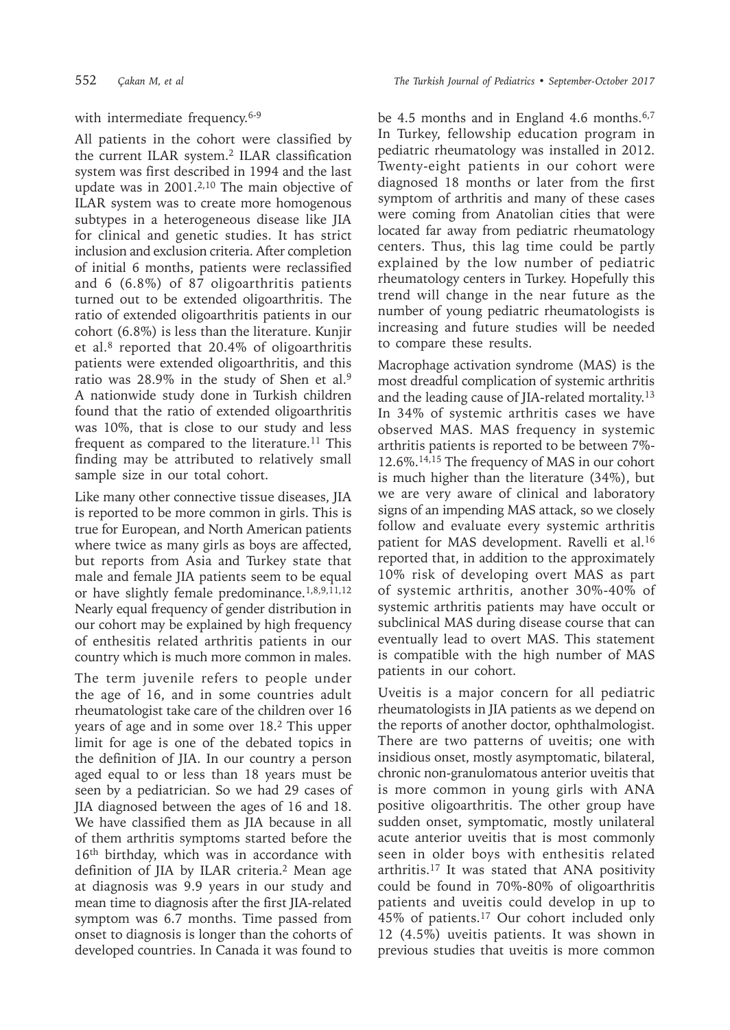with intermediate frequency.[6-9]

All patients in the cohort were classified by the current ILAR system.[2] ILAR classification system was first described in 1994 and the last update was in 2001.[2,10] The main objective of ILAR system was to create more homogenous subtypes in a heterogeneous disease like JIA for clinical and genetic studies. It has strict inclusion and exclusion criteria. After completion of initial 6 months, patients were reclassified and 6 (6.8%) of 87 oligoarthritis patients turned out to be extended oligoarthritis. The ratio of extended oligoarthritis patients in our cohort (6.8%) is less than the literature. Kunjir et al.[8] reported that 20.4% of oligoarthritis patients were extended oligoarthritis, and this ratio was 28.9% in the study of Shen et al.[9] A nationwide study done in Turkish children found that the ratio of extended oligoarthritis was 10%, that is close to our study and less frequent as compared to the literature.[11] This finding may be attributed to relatively small sample size in our total cohort.

Like many other connective tissue diseases, JIA is reported to be more common in girls. This is true for European, and North American patients where twice as many girls as boys are affected, but reports from Asia and Turkey state that male and female JIA patients seem to be equal or have slightly female predominance.[1,8,9,11,12] Nearly equal frequency of gender distribution in our cohort may be explained by high frequency of enthesitis related arthritis patients in our country which is much more common in males.

The term juvenile refers to people under the age of 16, and in some countries adult rheumatologist take care of the children over 16 years of age and in some over 18.[2] This upper limit for age is one of the debated topics in the definition of JIA. In our country a person aged equal to or less than 18 years must be seen by a pediatrician. So we had 29 cases of JIA diagnosed between the ages of 16 and 18. We have classified them as JIA because in all of them arthritis symptoms started before the 16th birthday, which was in accordance with definition of JIA by ILAR criteria.[2] Mean age at diagnosis was 9.9 years in our study and mean time to diagnosis after the first JIA-related symptom was 6.7 months. Time passed from onset to diagnosis is longer than the cohorts of developed countries. In Canada it was found to be 4.5 months and in England 4.6 months.[6,7] In Turkey, fellowship education program in pediatric rheumatology was installed in 2012. Twenty-eight patients in our cohort were diagnosed 18 months or later from the first symptom of arthritis and many of these cases were coming from Anatolian cities that were located far away from pediatric rheumatology centers. Thus, this lag time could be partly explained by the low number of pediatric rheumatology centers in Turkey. Hopefully this trend will change in the near future as the number of young pediatric rheumatologists is increasing and future studies will be needed to compare these results.

Macrophage activation syndrome (MAS) is the most dreadful complication of systemic arthritis and the leading cause of JIA-related mortality.[13] In 34% of systemic arthritis cases we have observed MAS. MAS frequency in systemic arthritis patients is reported to be between 7%-12.6%.[14,15] The frequency of MAS in our cohort is much higher than the literature (34%), but we are very aware of clinical and laboratory signs of an impending MAS attack, so we closely follow and evaluate every systemic arthritis patient for MAS development. Ravelli et al.[16] reported that, in addition to the approximately 10% risk of developing overt MAS as part of systemic arthritis, another 30%-40% of systemic arthritis patients may have occult or subclinical MAS during disease course that can eventually lead to overt MAS. This statement is compatible with the high number of MAS patients in our cohort.

Uveitis is a major concern for all pediatric rheumatologists in JIA patients as we depend on the reports of another doctor, ophthalmologist. There are two patterns of uveitis; one with insidious onset, mostly asymptomatic, bilateral, chronic non-granulomatous anterior uveitis that is more common in young girls with ANA positive oligoarthritis. The other group have sudden onset, symptomatic, mostly unilateral acute anterior uveitis that is most commonly seen in older boys with enthesitis related arthritis.[17] It was stated that ANA positivity could be found in 70%-80% of oligoarthritis patients and uveitis could develop in up to 45% of patients.[17] Our cohort included only 12 (4.5%) uveitis patients. It was shown in previous studies that uveitis is more common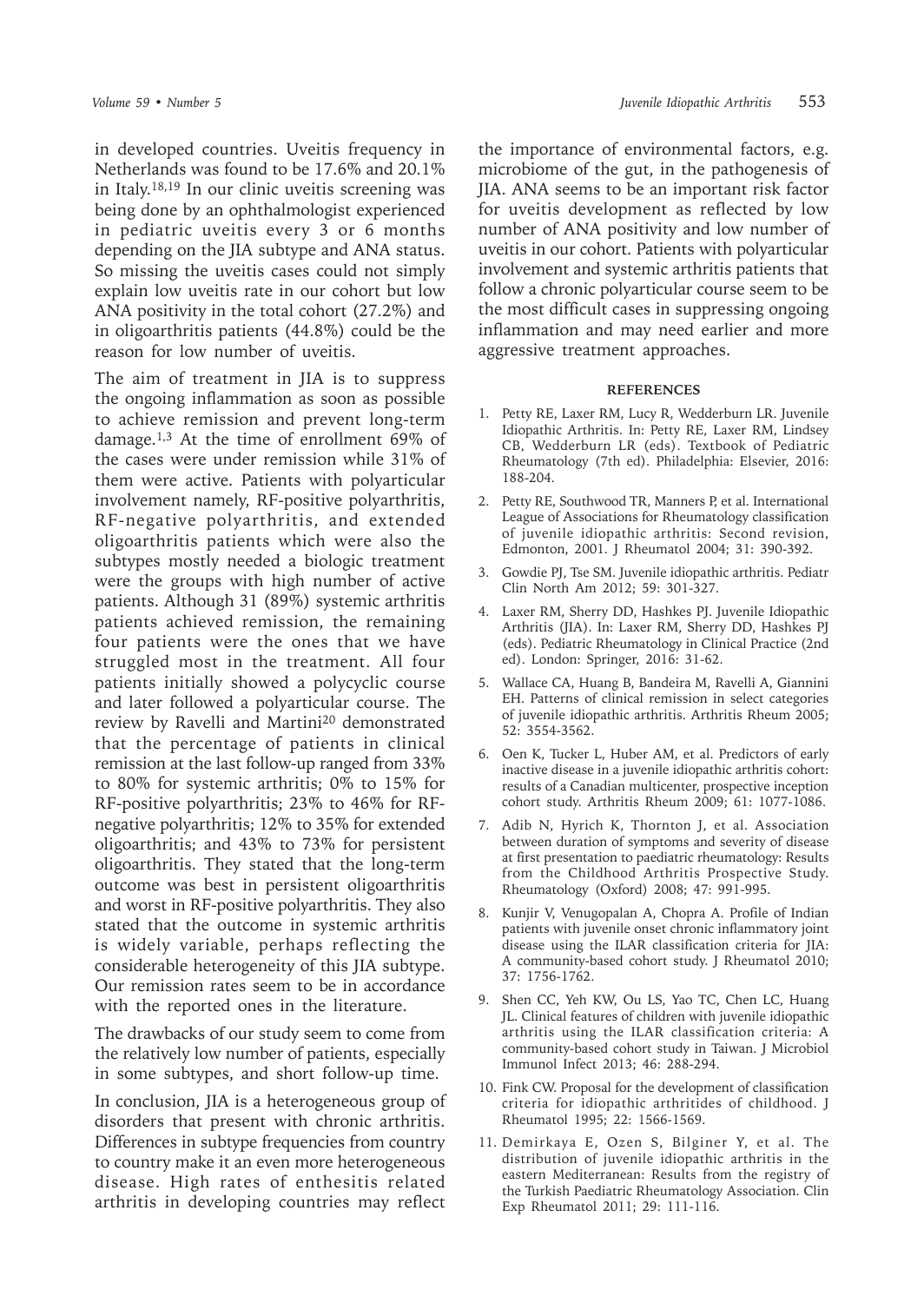in developed countries. Uveitis frequency in Netherlands was found to be 17.6% and 20.1% in Italy.[18,19] In our clinic uveitis screening was being done by an ophthalmologist experienced in pediatric uveitis every 3 or 6 months depending on the JIA subtype and ANA status. So missing the uveitis cases could not simply explain low uveitis rate in our cohort but low ANA positivity in the total cohort (27.2%) and in oligoarthritis patients (44.8%) could be the reason for low number of uveitis.

The aim of treatment in JIA is to suppress the ongoing inflammation as soon as possible to achieve remission and prevent long-term damage.[1,3] At the time of enrollment 69% of the cases were under remission while 31% of them were active. Patients with polyarticular involvement namely, RF-positive polyarthritis, RF-negative polyarthritis, and extended oligoarthritis patients which were also the subtypes mostly needed a biologic treatment were the groups with high number of active patients. Although 31 (89%) systemic arthritis patients achieved remission, the remaining four patients were the ones that we have struggled most in the treatment. All four patients initially showed a polycyclic course and later followed a polyarticular course. The review by Ravelli and Martini[20] demonstrated that the percentage of patients in clinical remission at the last follow-up ranged from 33% to 80% for systemic arthritis; 0% to 15% for RF-positive polyarthritis; 23% to 46% for RF-negative polyarthritis; 12% to 35% for extended oligoarthritis; and 43% to 73% for persistent oligoarthritis. They stated that the long-term outcome was best in persistent oligoarthritis and worst in RF-positive polyarthritis. They also stated that the outcome in systemic arthritis is widely variable, perhaps reflecting the considerable heterogeneity of this JIA subtype. Our remission rates seem to be in accordance with the reported ones in the literature.

The drawbacks of our study seem to come from the relatively low number of patients, especially in some subtypes, and short follow-up time.

In conclusion, JIA is a heterogeneous group of disorders that present with chronic arthritis. Differences in subtype frequencies from country to country make it an even more heterogeneous disease. High rates of enthesitis related arthritis in developing countries may reflect the importance of environmental factors, e.g. microbiome of the gut, in the pathogenesis of JIA. ANA seems to be an important risk factor for uveitis development as reflected by low number of ANA positivity and low number of uveitis in our cohort. Patients with polyarticular involvement and systemic arthritis patients that follow a chronic polyarticular course seem to be the most difficult cases in suppressing ongoing inflammation and may need earlier and more aggressive treatment approaches.

## REFERENCES

1. Petty RE, Laxer RM, Lucy R, Wedderburn LR. Juvenile Idiopathic Arthritis. In: Petty RE, Laxer RM, Lindsey CB, Wedderburn LR (eds). Textbook of Pediatric Rheumatology (7th ed). Philadelphia: Elsevier, 2016: 188-204.
2. Petty RE, Southwood TR, Manners P, et al. International League of Associations for Rheumatology classification of juvenile idiopathic arthritis: Second revision, Edmonton, 2001. J Rheumatol 2004; 31: 390-392.
3. Gowdie PJ, Tse SM. Juvenile idiopathic arthritis. Pediatr Clin North Am 2012; 59: 301-327.
4. Laxer RM, Sherry DD, Hashkes PJ. Juvenile Idiopathic Arthritis (JIA). In: Laxer RM, Sherry DD, Hashkes PJ (eds). Pediatric Rheumatology in Clinical Practice (2nd ed). London: Springer, 2016: 31-62.
5. Wallace CA, Huang B, Bandeira M, Ravelli A, Giannini EH. Patterns of clinical remission in select categories of juvenile idiopathic arthritis. Arthritis Rheum 2005; 52: 3554-3562.
6. Oen K, Tucker L, Huber AM, et al. Predictors of early inactive disease in a juvenile idiopathic arthritis cohort: results of a Canadian multicenter, prospective inception cohort study. Arthritis Rheum 2009; 61: 1077-1086.
7. Adib N, Hyrich K, Thornton J, et al. Association between duration of symptoms and severity of disease at first presentation to paediatric rheumatology: Results from the Childhood Arthritis Prospective Study. Rheumatology (Oxford) 2008; 47: 991-995.
8. Kunjir V, Venugopalan A, Chopra A. Profile of Indian patients with juvenile onset chronic inflammatory joint disease using the ILAR classification criteria for JIA: A community-based cohort study. J Rheumatol 2010; 37: 1756-1762.
9. Shen CC, Yeh KW, Ou LS, Yao TC, Chen LC, Huang JL. Clinical features of children with juvenile idiopathic arthritis using the ILAR classification criteria: A community-based cohort study in Taiwan. J Microbiol Immunol Infect 2013; 46: 288-294.
10. Fink CW. Proposal for the development of classification criteria for idiopathic arthritides of childhood. J Rheumatol 1995; 22: 1566-1569.
11. Demirkaya E, Ozen S, Bilginer Y, et al. The distribution of juvenile idiopathic arthritis in the eastern Mediterranean: Results from the registry of the Turkish Paediatric Rheumatology Association. Clin Exp Rheumatol 2011; 29: 111-116.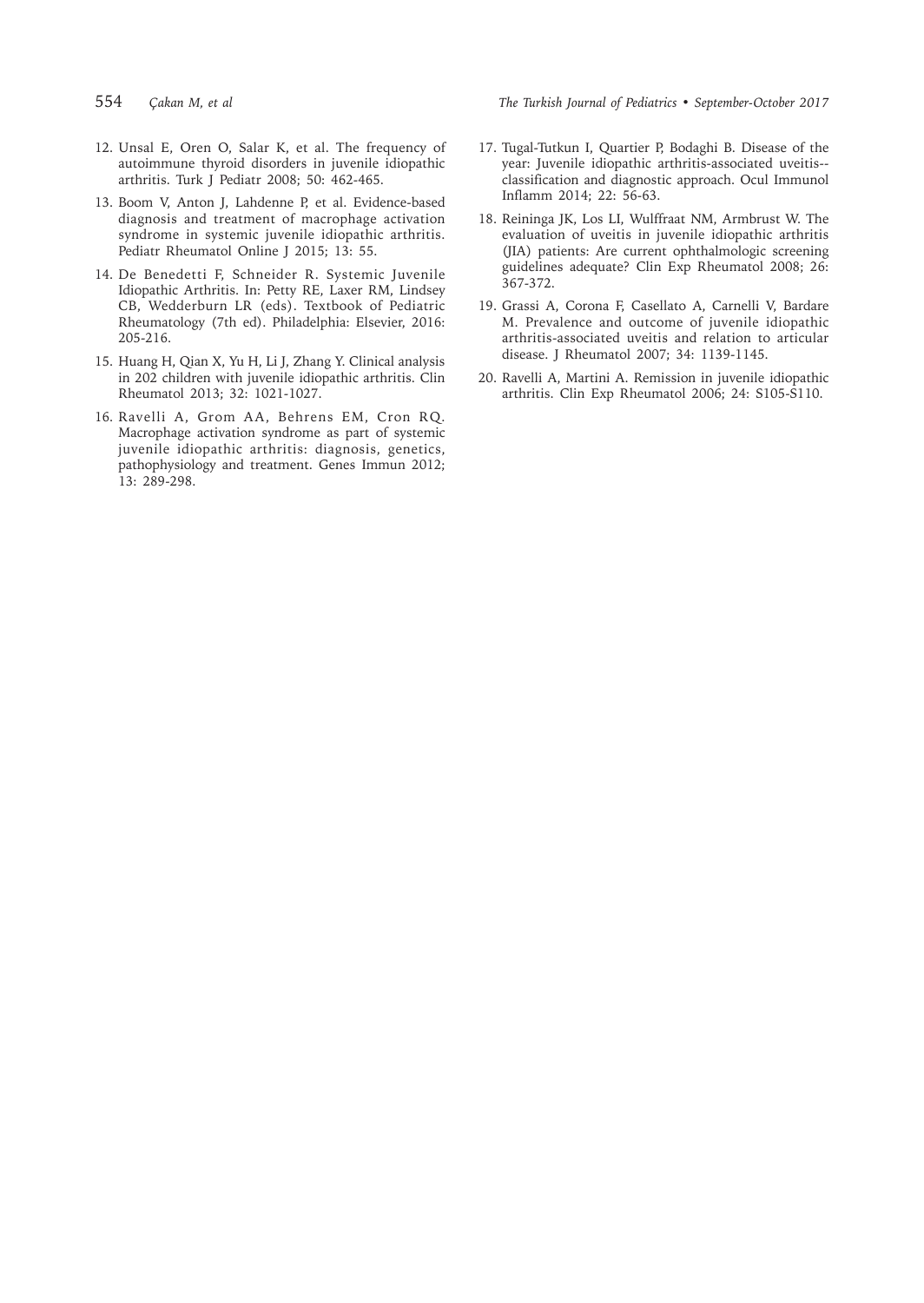12. Unsal E, Oren O, Salar K, et al. The frequency of autoimmune thyroid disorders in juvenile idiopathic arthritis. Turk J Pediatr 2008; 50: 462-465.
13. Boom V, Anton J, Lahdenne P, et al. Evidence-based diagnosis and treatment of macrophage activation syndrome in systemic juvenile idiopathic arthritis. Pediatr Rheumatol Online J 2015; 13: 55.
14. De Benedetti F, Schneider R. Systemic Juvenile Idiopathic Arthritis. In: Petty RE, Laxer RM, Lindsey CB, Wedderburn LR (eds). Textbook of Pediatric Rheumatology (7th ed). Philadelphia: Elsevier, 2016: 205-216.
15. Huang H, Qian X, Yu H, Li J, Zhang Y. Clinical analysis in 202 children with juvenile idiopathic arthritis. Clin Rheumatol 2013; 32: 1021-1027.
16. Ravelli A, Grom AA, Behrens EM, Cron RQ. Macrophage activation syndrome as part of systemic juvenile idiopathic arthritis: diagnosis, genetics, pathophysiology and treatment. Genes Immun 2012; 13: 289-298.
17. Tugal-Tutkun I, Quartier P, Bodaghi B. Disease of the year: Juvenile idiopathic arthritis-associated uveitis--classification and diagnostic approach. Ocul Immunol Inflamm 2014; 22: 56-63.
18. Reininga JK, Los LI, Wulffraat NM, Armbrust W. The evaluation of uveitis in juvenile idiopathic arthritis (JIA) patients: Are current ophthalmologic screening guidelines adequate? Clin Exp Rheumatol 2008; 26: 367-372.
19. Grassi A, Corona F, Casellato A, Carnelli V, Bardare M. Prevalence and outcome of juvenile idiopathic arthritis-associated uveitis and relation to articular disease. J Rheumatol 2007; 34: 1139-1145.
20. Ravelli A, Martini A. Remission in juvenile idiopathic arthritis. Clin Exp Rheumatol 2006; 24: S105-S110.